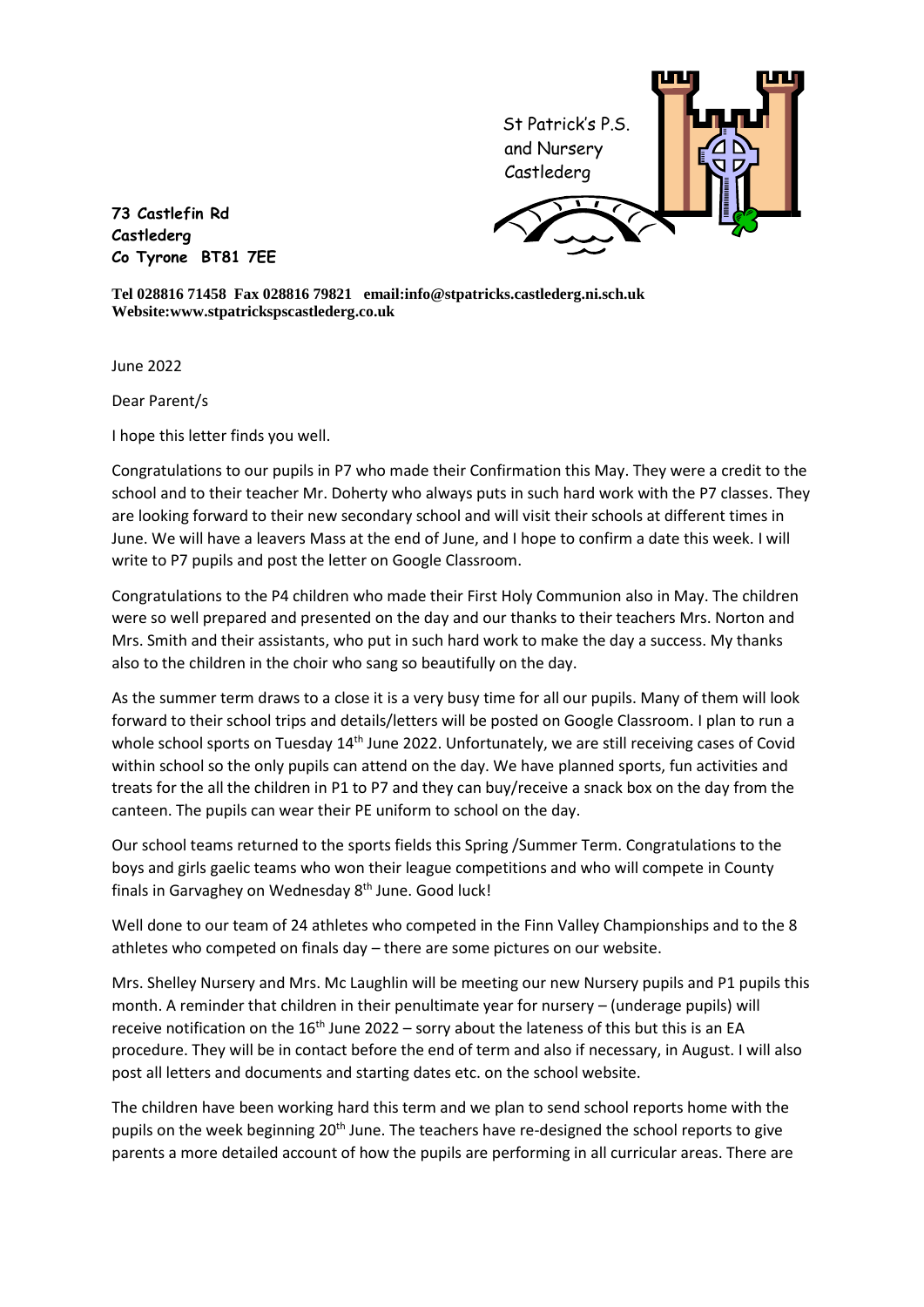St Patrick's P.S.
and Nursery
Castlederg

**73 Castlefin Rd**
**Castlederg**
**Co Tyrone BT81 7EE**

**Tel 028816 71458 Fax 028816 79821 email:info@stpatricks.castlederg.ni.sch.uk**
**Website:www.stpatrickspscastlederg.co.uk**

June 2022

Dear Parent/s

I hope this letter finds you well.

Congratulations to our pupils in P7 who made their Confirmation this May. They were a credit to the school and to their teacher Mr. Doherty who always puts in such hard work with the P7 classes. They are looking forward to their new secondary school and will visit their schools at different times in June. We will have a leavers Mass at the end of June, and I hope to confirm a date this week. I will write to P7 pupils and post the letter on Google Classroom.

Congratulations to the P4 children who made their First Holy Communion also in May. The children were so well prepared and presented on the day and our thanks to their teachers Mrs. Norton and Mrs. Smith and their assistants, who put in such hard work to make the day a success. My thanks also to the children in the choir who sang so beautifully on the day.

As the summer term draws to a close it is a very busy time for all our pupils. Many of them will look forward to their school trips and details/letters will be posted on Google Classroom. I plan to run a whole school sports on Tuesday 14th June 2022. Unfortunately, we are still receiving cases of Covid within school so the only pupils can attend on the day. We have planned sports, fun activities and treats for the all the children in P1 to P7 and they can buy/receive a snack box on the day from the canteen. The pupils can wear their PE uniform to school on the day.

Our school teams returned to the sports fields this Spring /Summer Term. Congratulations to the boys and girls gaelic teams who won their league competitions and who will compete in County finals in Garvaghey on Wednesday 8th June. Good luck!

Well done to our team of 24 athletes who competed in the Finn Valley Championships and to the 8 athletes who competed on finals day – there are some pictures on our website.

Mrs. Shelley Nursery and Mrs. Mc Laughlin will be meeting our new Nursery pupils and P1 pupils this month. A reminder that children in their penultimate year for nursery – (underage pupils) will receive notification on the 16th June 2022 – sorry about the lateness of this but this is an EA procedure. They will be in contact before the end of term and also if necessary, in August. I will also post all letters and documents and starting dates etc. on the school website.

The children have been working hard this term and we plan to send school reports home with the pupils on the week beginning 20th June. The teachers have re-designed the school reports to give parents a more detailed account of how the pupils are performing in all curricular areas. There are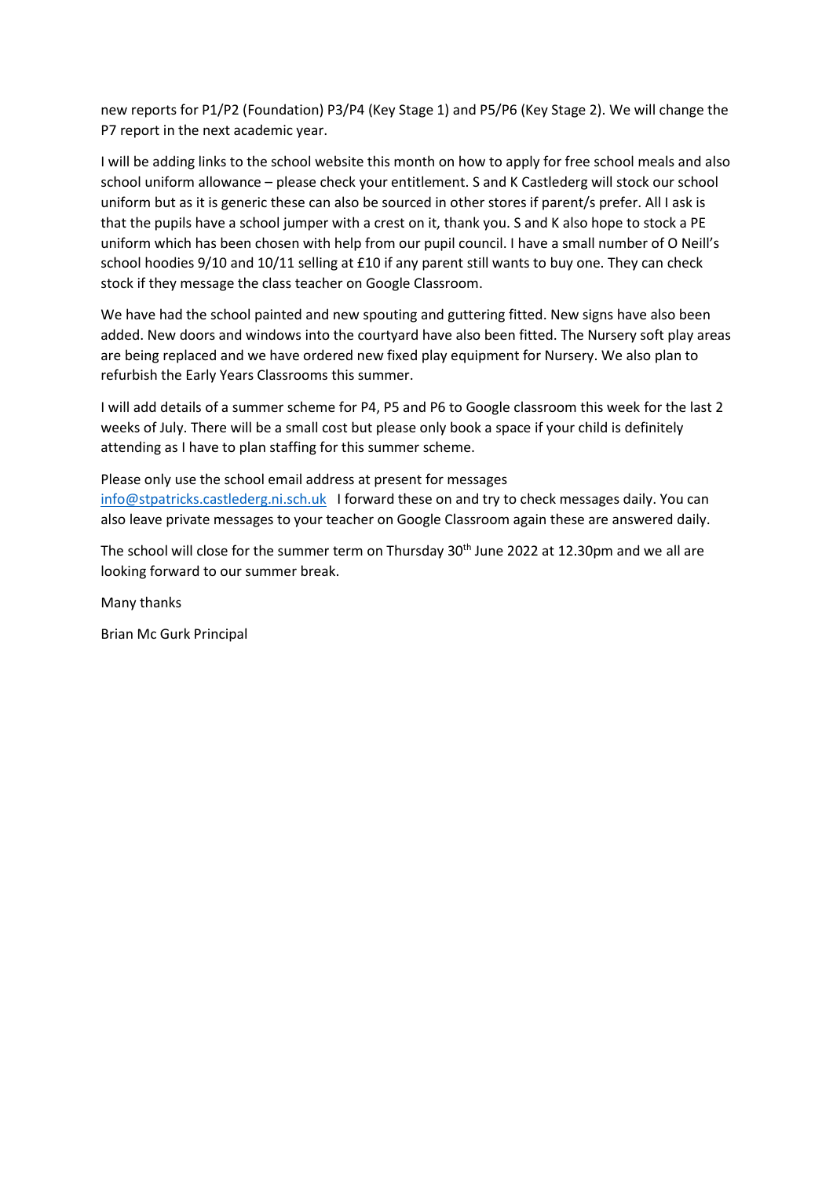new reports for P1/P2 (Foundation) P3/P4 (Key Stage 1) and P5/P6 (Key Stage 2). We will change the P7 report in the next academic year.

I will be adding links to the school website this month on how to apply for free school meals and also school uniform allowance – please check your entitlement. S and K Castlederg will stock our school uniform but as it is generic these can also be sourced in other stores if parent/s prefer. All I ask is that the pupils have a school jumper with a crest on it, thank you. S and K also hope to stock a PE uniform which has been chosen with help from our pupil council. I have a small number of O Neill's school hoodies 9/10 and 10/11 selling at £10 if any parent still wants to buy one. They can check stock if they message the class teacher on Google Classroom.

We have had the school painted and new spouting and guttering fitted. New signs have also been added. New doors and windows into the courtyard have also been fitted. The Nursery soft play areas are being replaced and we have ordered new fixed play equipment for Nursery. We also plan to refurbish the Early Years Classrooms this summer.

I will add details of a summer scheme for P4, P5 and P6 to Google classroom this week for the last 2 weeks of July. There will be a small cost but please only book a space if your child is definitely attending as I have to plan staffing for this summer scheme.

Please only use the school email address at present for messages info@stpatricks.castlederg.ni.sch.uk I forward these on and try to check messages daily. You can also leave private messages to your teacher on Google Classroom again these are answered daily.

The school will close for the summer term on Thursday 30th June 2022 at 12.30pm and we all are looking forward to our summer break.

Many thanks

Brian Mc Gurk Principal